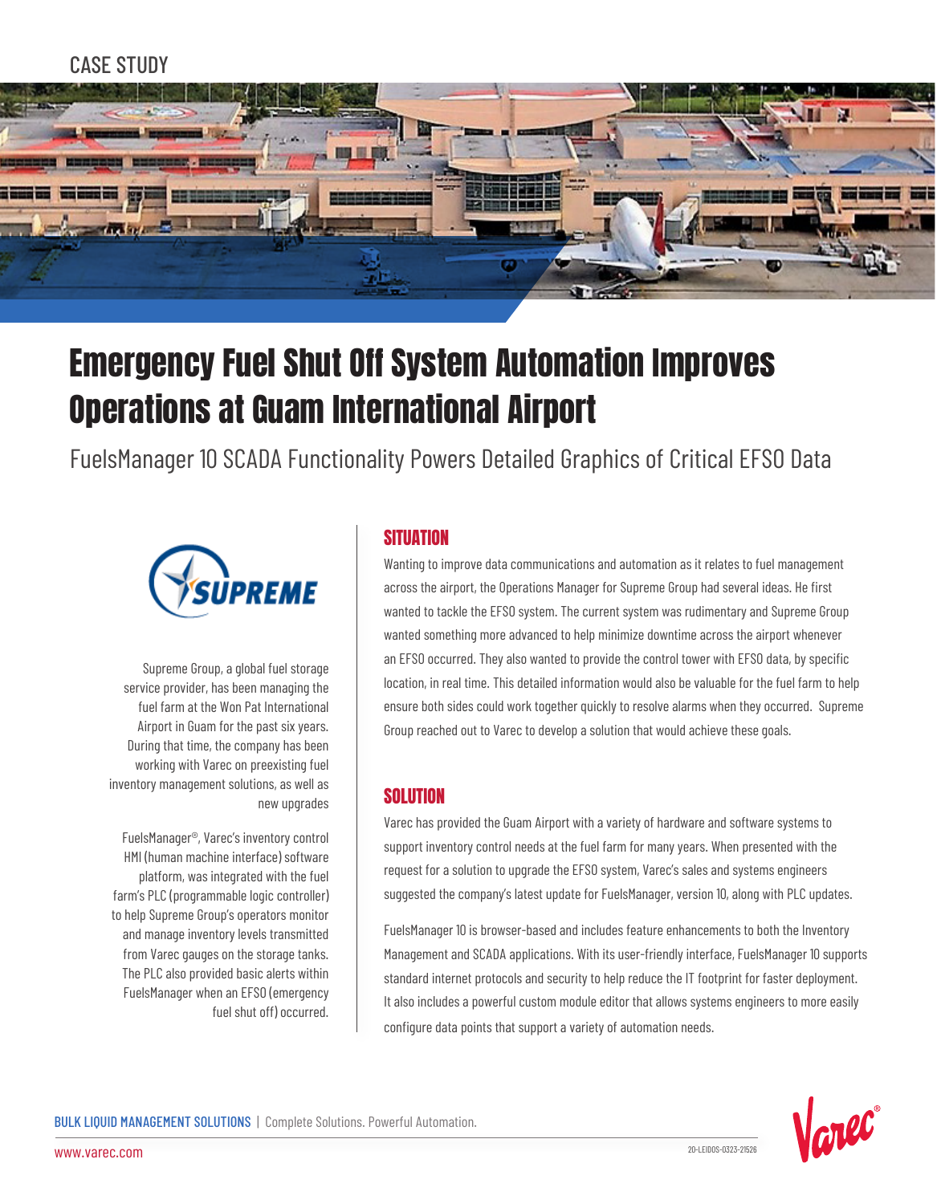CASE STUDY

# Emergency Fuel Shut Off System Automation Improves Operations at Guam International Airport

## FuelsManager 10 SCADA Functionality Powers Detailed Graphics of Critical EFSO Data

Supreme Group, a global fuel storage service provider, has been managing the fuel farm at the Won Pat International Airport in Guam for the past six years. During that time, the company has been working with Varec on preexisting fuel inventory management solutions, as well as new upgrades

FuelsManager®, Varec's inventory control HMI (human machine interface) software platform, was integrated with the fuel farm's PLC (programmable logic controller) to help Supreme Group's operators monitor and manage inventory levels transmitted from Varec gauges on the storage tanks. The PLC also provided basic alerts within FuelsManager when an EFSO (emergency fuel shut off) occurred.

### SITUATION

Wanting to improve data communications and automation as it relates to fuel management across the airport, the Operations Manager for Supreme Group had several ideas. He first wanted to tackle the EFSO system. The current system was rudimentary and Supreme Group wanted something more advanced to help minimize downtime across the airport whenever an EFSO occurred. They also wanted to provide the control tower with EFSO data, by specific location, in real time. This detailed information would also be valuable for the fuel farm to help ensure both sides could work together quickly to resolve alarms when they occurred. Supreme Group reached out to Varec to develop a solution that would achieve these goals.

### SOLUTION

Varec has provided the Guam Airport with a variety of hardware and software systems to support inventory control needs at the fuel farm for many years. When presented with the request for a solution to upgrade the EFSO system, Varec's sales and systems engineers suggested the company's latest update for FuelsManager, version 10, along with PLC updates.

FuelsManager 10 is browser-based and includes feature enhancements to both the Inventory Management and SCADA applications. With its user-friendly interface, FuelsManager 10 supports standard internet protocols and security to help reduce the IT footprint for faster deployment. It also includes a powerful custom module editor that allows systems engineers to more easily configure data points that support a variety of automation needs.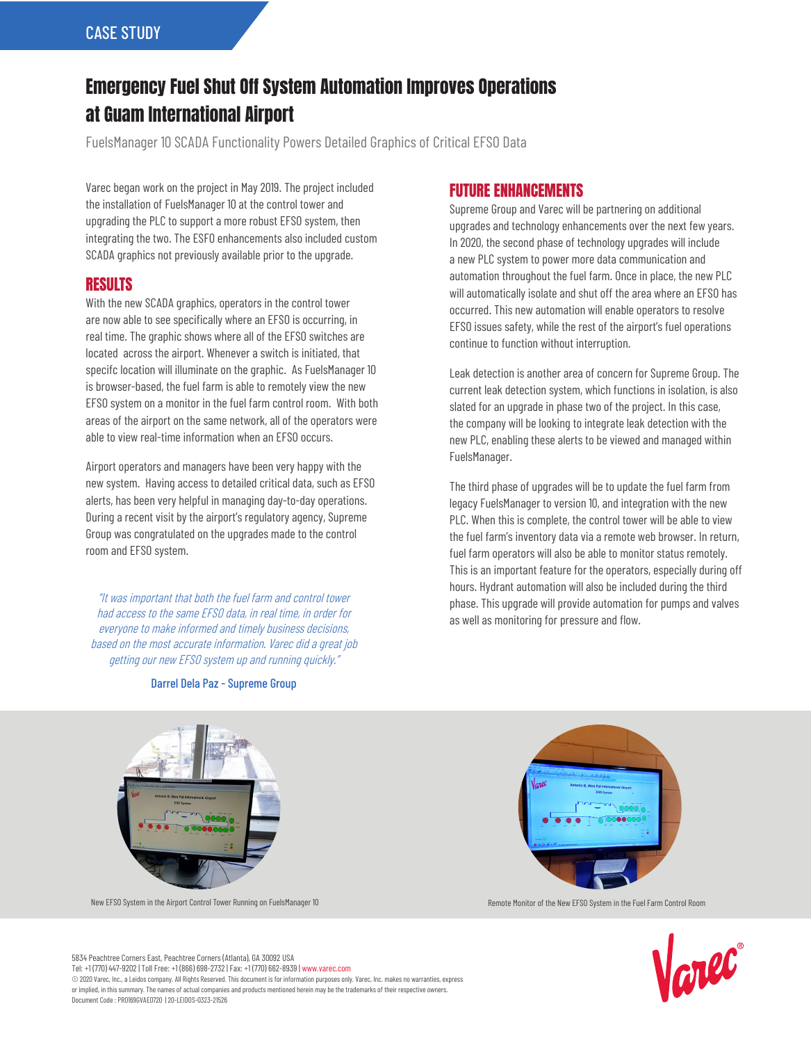CASE STUDY

# Emergency Fuel Shut Off System Automation Improves Operations at Guam International Airport

FuelsManager 10 SCADA Functionality Powers Detailed Graphics of Critical EFSO Data

Varec began work on the project in May 2019. The project included the installation of FuelsManager 10 at the control tower and upgrading the PLC to support a more robust EFSO system, then integrating the two. The ESFO enhancements also included custom SCADA graphics not previously available prior to the upgrade.

## RESULTS

With the new SCADA graphics, operators in the control tower are now able to see specifically where an EFSO is occurring, in real time. The graphic shows where all of the EFSO switches are located across the airport. Whenever a switch is initiated, that specifc location will illuminate on the graphic. As FuelsManager 10 is browser-based, the fuel farm is able to remotely view the new EFSO system on a monitor in the fuel farm control room. With both areas of the airport on the same network, all of the operators were able to view real-time information when an EFSO occurs.

Airport operators and managers have been very happy with the new system. Having access to detailed critical data, such as EFSO alerts, has been very helpful in managing day-to-day operations. During a recent visit by the airport's regulatory agency, Supreme Group was congratulated on the upgrades made to the control room and EFSO system.

*"It was important that both the fuel farm and control tower had access to the same EFSO data, in real time, in order for everyone to make informed and timely business decisions, based on the most accurate information. Varec did a great job getting our new EFSO system up and running quickly."*

**Darrel Dela Paz - Supreme Group**

## FUTURE ENHANCEMENTS

Supreme Group and Varec will be partnering on additional upgrades and technology enhancements over the next few years. In 2020, the second phase of technology upgrades will include a new PLC system to power more data communication and automation throughout the fuel farm. Once in place, the new PLC will automatically isolate and shut off the area where an EFSO has occurred. This new automation will enable operators to resolve EFSO issues safety, while the rest of the airport's fuel operations continue to function without interruption.

Leak detection is another area of concern for Supreme Group. The current leak detection system, which functions in isolation, is also slated for an upgrade in phase two of the project. In this case, the company will be looking to integrate leak detection with the new PLC, enabling these alerts to be viewed and managed within FuelsManager.

The third phase of upgrades will be to update the fuel farm from legacy FuelsManager to version 10, and integration with the new PLC. When this is complete, the control tower will be able to view the fuel farm's inventory data via a remote web browser. In return, fuel farm operators will also be able to monitor status remotely. This is an important feature for the operators, especially during off hours. Hydrant automation will also be included during the third phase. This upgrade will provide automation for pumps and valves as well as monitoring for pressure and flow.

New EFSO System in the Airport Control Tower Running on FuelsManager 10

Remote Monitor of the New EFSO System in the Fuel Farm Control Room

5834 Peachtree Corners East, Peachtree Corners (Atlanta), GA 30092 USA
Tel: +1 (770) 447-9202 | Toll Free: +1 (866) 698-2732 | Fax: +1 (770) 662-8939 | www.varec.com
© 2020 Varec, Inc., a Leidos company. All Rights Reserved. This document is for information purposes only. Varec, Inc. makes no warranties, express or implied, in this summary. The names of actual companies and products mentioned herein may be the trademarks of their respective owners.
Document Code : PRO169GVAE0720 | 20-LEIDOS-0323-21526